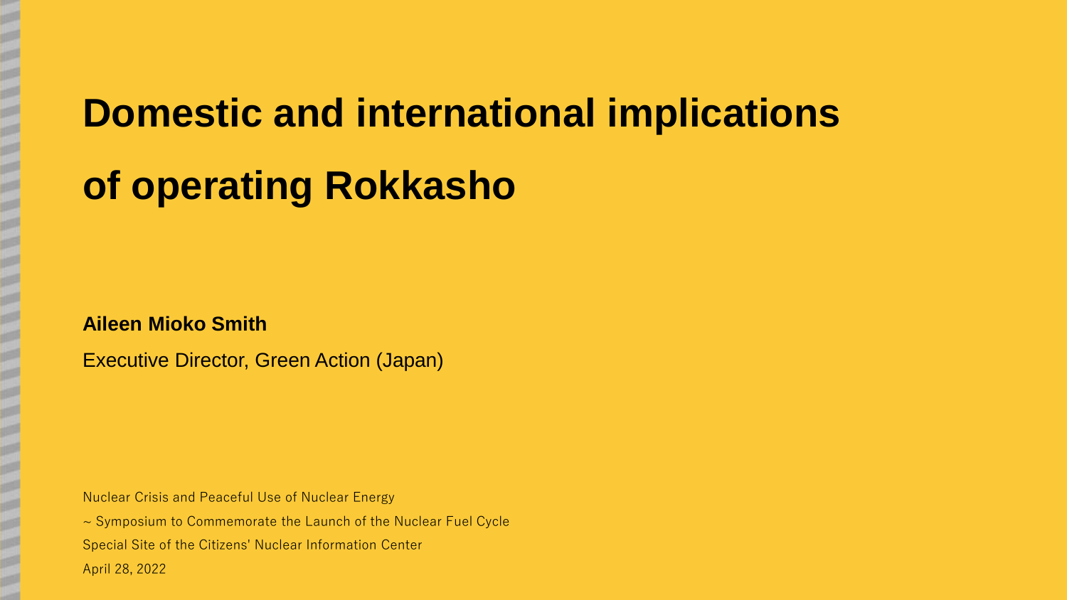# Domestic and international implications of operating Rokkasho

**Aileen Mioko Smith**

Executive Director, Green Action (Japan)

Nuclear Crisis and Peaceful Use of Nuclear Energy

~ Symposium to Commemorate the Launch of the Nuclear Fuel Cycle

Special Site of the Citizens' Nuclear Information Center

April 28, 2022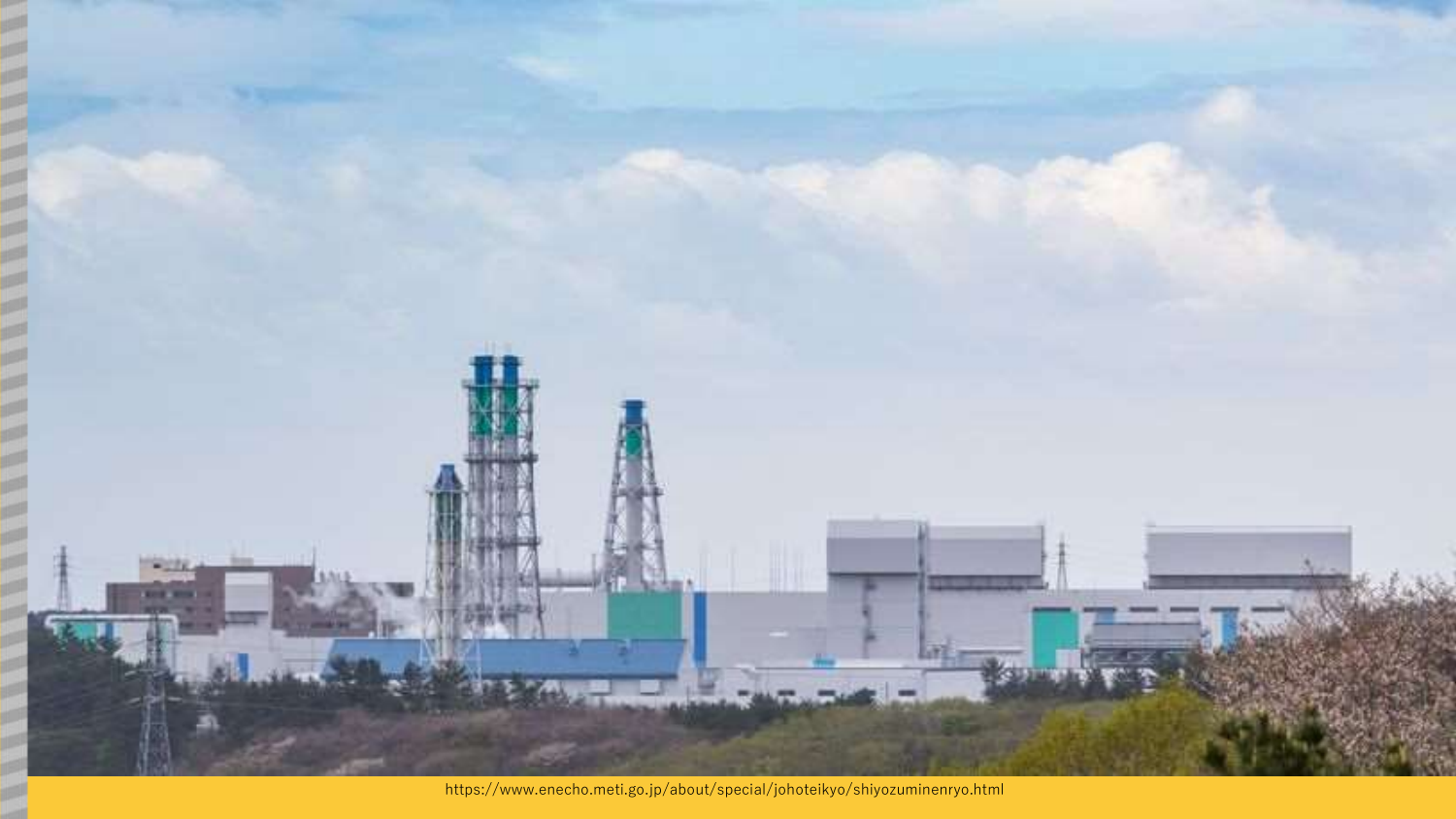https://www.enecho.meti.go.jp/about/special/johoteikyo/shiyozuminenryo.html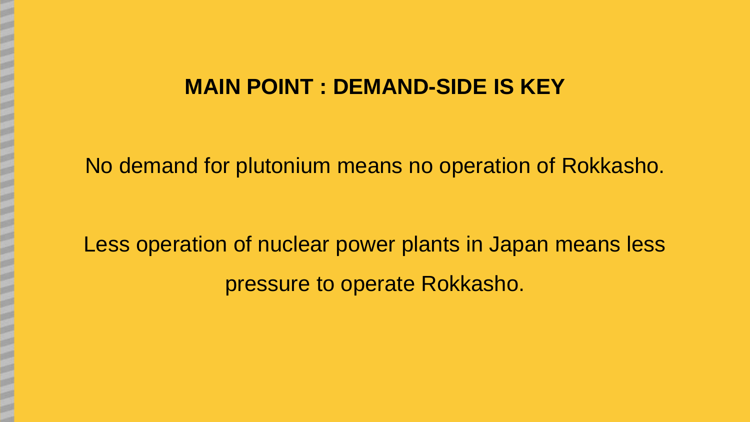## MAIN POINT : DEMAND-SIDE IS KEY

No demand for plutonium means no operation of Rokkasho.

Less operation of nuclear power plants in Japan means less pressure to operate Rokkasho.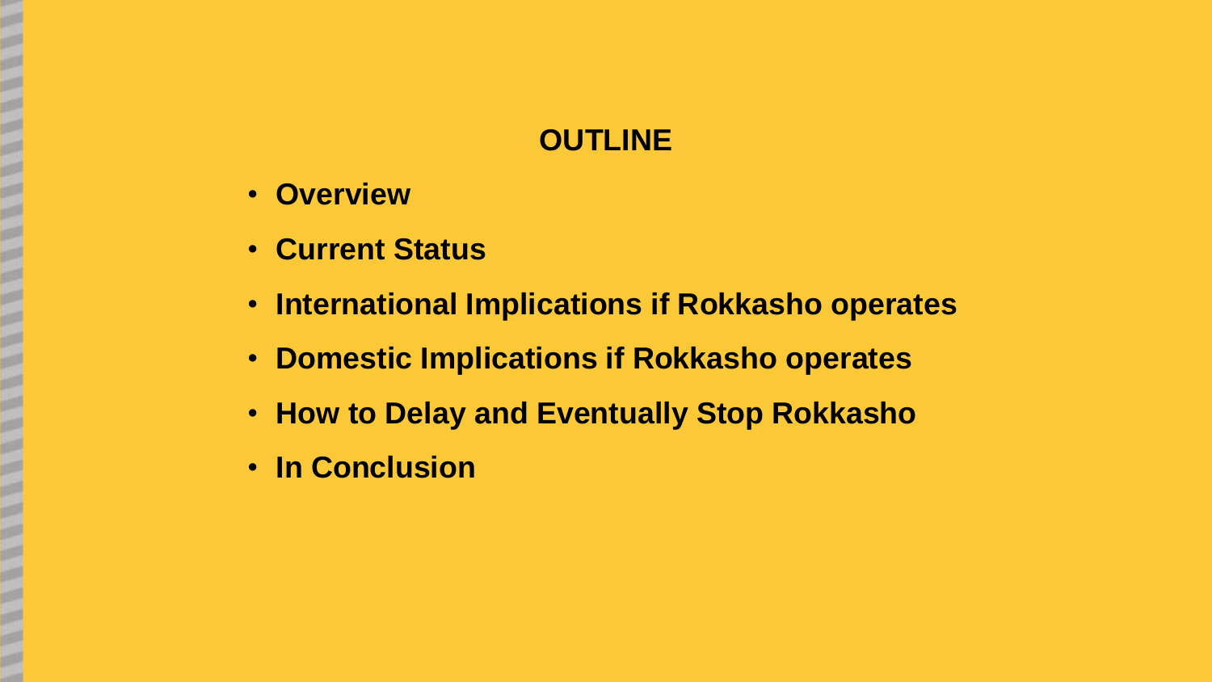## OUTLINE

- **Overview**
- **Current Status**
- **International Implications if Rokkasho operates**
- **Domestic Implications if Rokkasho operates**
- **How to Delay and Eventually Stop Rokkasho**
- **In Conclusion**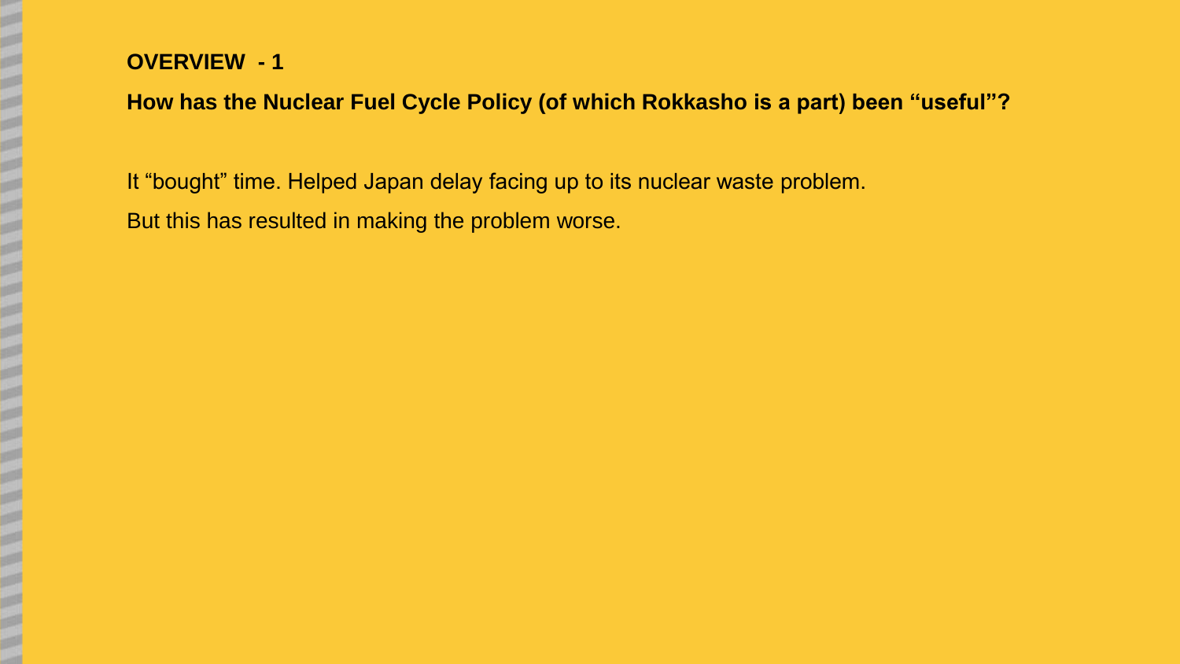**OVERVIEW - 1**

**How has the Nuclear Fuel Cycle Policy (of which Rokkasho is a part) been “useful”?**

It “bought” time. Helped Japan delay facing up to its nuclear waste problem.

But this has resulted in making the problem worse.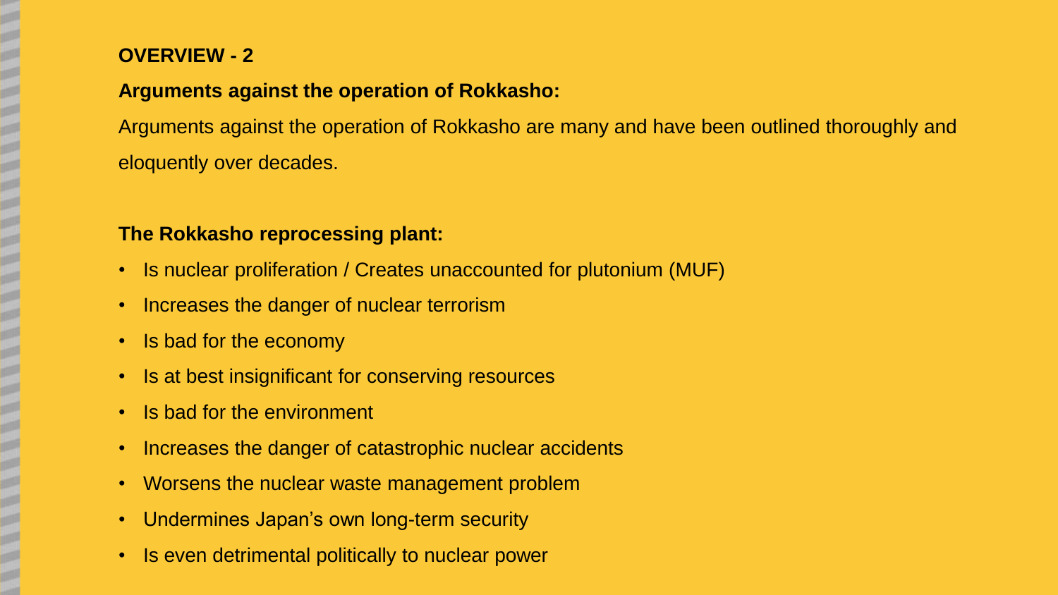## OVERVIEW - 2

### Arguments against the operation of Rokkasho:

Arguments against the operation of Rokkasho are many and have been outlined thoroughly and eloquently over decades.

### The Rokkasho reprocessing plant:

- Is nuclear proliferation / Creates unaccounted for plutonium (MUF)
- Increases the danger of nuclear terrorism
- Is bad for the economy
- Is at best insignificant for conserving resources
- Is bad for the environment
- Increases the danger of catastrophic nuclear accidents
- Worsens the nuclear waste management problem
- Undermines Japan's own long-term security
- Is even detrimental politically to nuclear power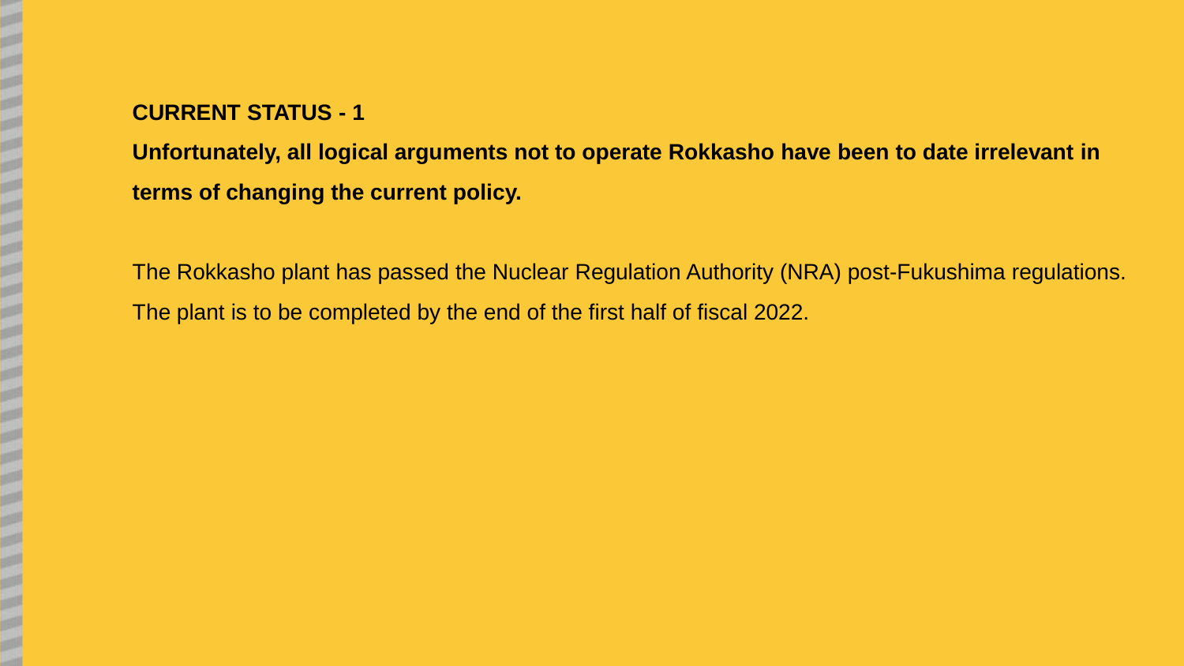## CURRENT STATUS - 1

**Unfortunately, all logical arguments not to operate Rokkasho have been to date irrelevant in terms of changing the current policy.**

The Rokkasho plant has passed the Nuclear Regulation Authority (NRA) post-Fukushima regulations. The plant is to be completed by the end of the first half of fiscal 2022.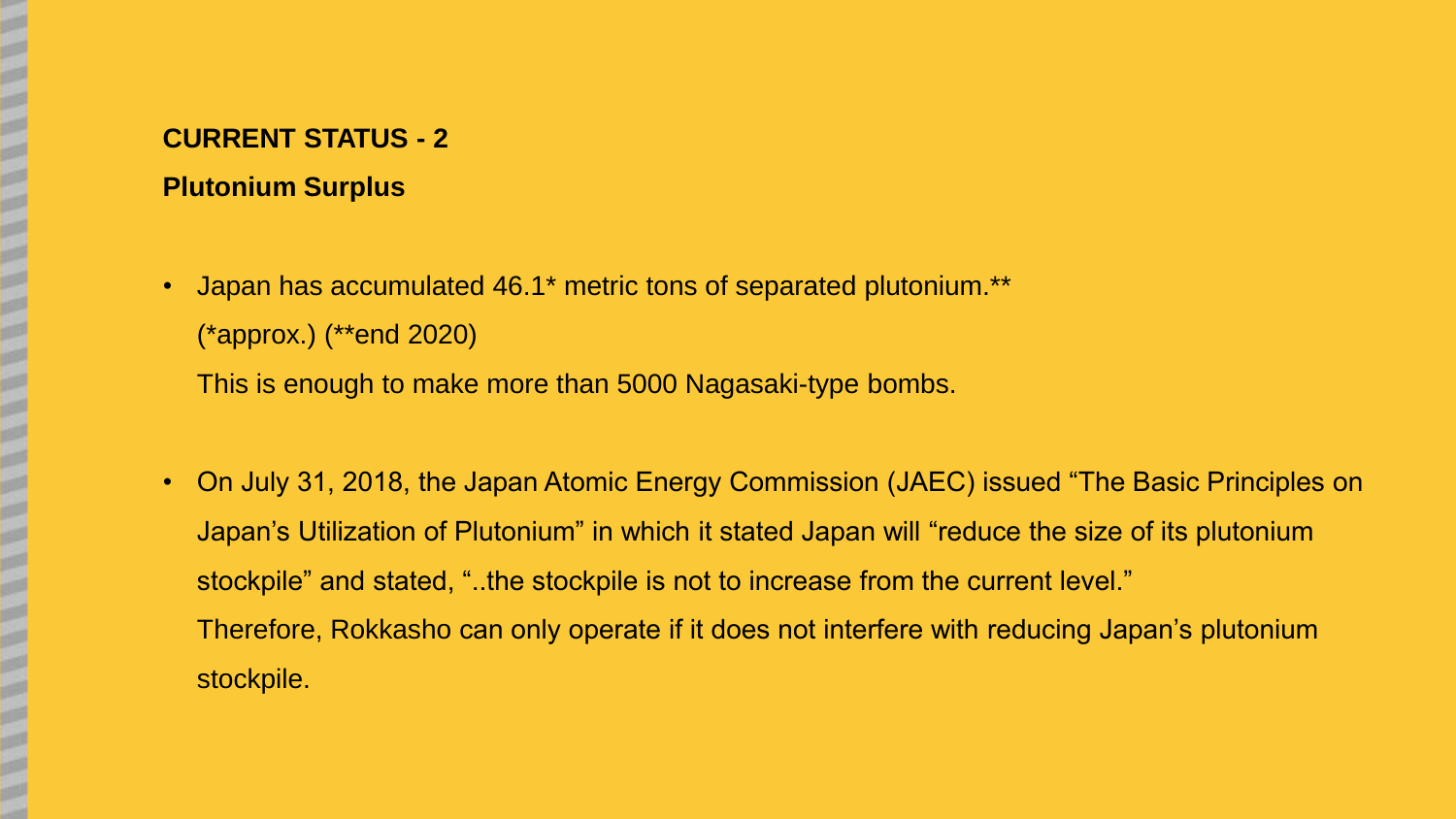## CURRENT STATUS - 2

### Plutonium Surplus

- Japan has accumulated 46.1* metric tons of separated plutonium.**
  (*approx.) (**end 2020)
  This is enough to make more than 5000 Nagasaki-type bombs.

- On July 31, 2018, the Japan Atomic Energy Commission (JAEC) issued "The Basic Principles on Japan's Utilization of Plutonium" in which it stated Japan will "reduce the size of its plutonium stockpile" and stated, "..the stockpile is not to increase from the current level."
  Therefore, Rokkasho can only operate if it does not interfere with reducing Japan's plutonium stockpile.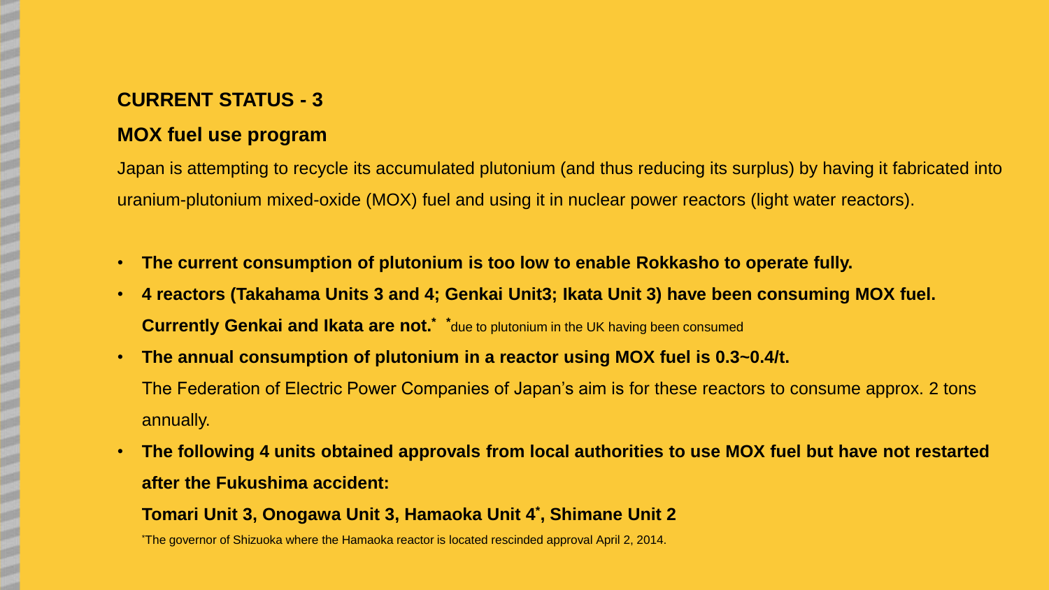## CURRENT STATUS - 3

### MOX fuel use program

Japan is attempting to recycle its accumulated plutonium (and thus reducing its surplus) by having it fabricated into uranium-plutonium mixed-oxide (MOX) fuel and using it in nuclear power reactors (light water reactors).

- **The current consumption of plutonium is too low to enable Rokkasho to operate fully.**
- **4 reactors (Takahama Units 3 and 4; Genkai Unit3; Ikata Unit 3) have been consuming MOX fuel. Currently Genkai and Ikata are not.*** *due to plutonium in the UK having been consumed
- **The annual consumption of plutonium in a reactor using MOX fuel is 0.3~0.4/t.**
  The Federation of Electric Power Companies of Japan's aim is for these reactors to consume approx. 2 tons annually.
- **The following 4 units obtained approvals from local authorities to use MOX fuel but have not restarted after the Fukushima accident:**
  **Tomari Unit 3, Onogawa Unit 3, Hamaoka Unit 4*, Shimane Unit 2**
  *The governor of Shizuoka where the Hamaoka reactor is located rescinded approval April 2, 2014.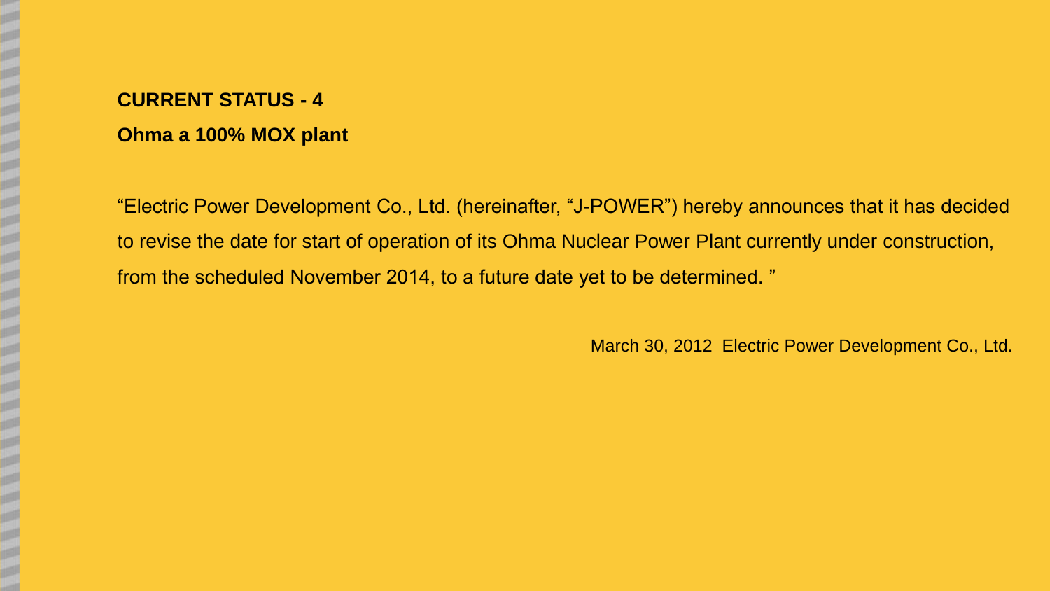**CURRENT STATUS - 4**

**Ohma a 100% MOX plant**

“Electric Power Development Co., Ltd. (hereinafter, “J-POWER”) hereby announces that it has decided to revise the date for start of operation of its Ohma Nuclear Power Plant currently under construction, from the scheduled November 2014, to a future date yet to be determined. ”

March 30, 2012 Electric Power Development Co., Ltd.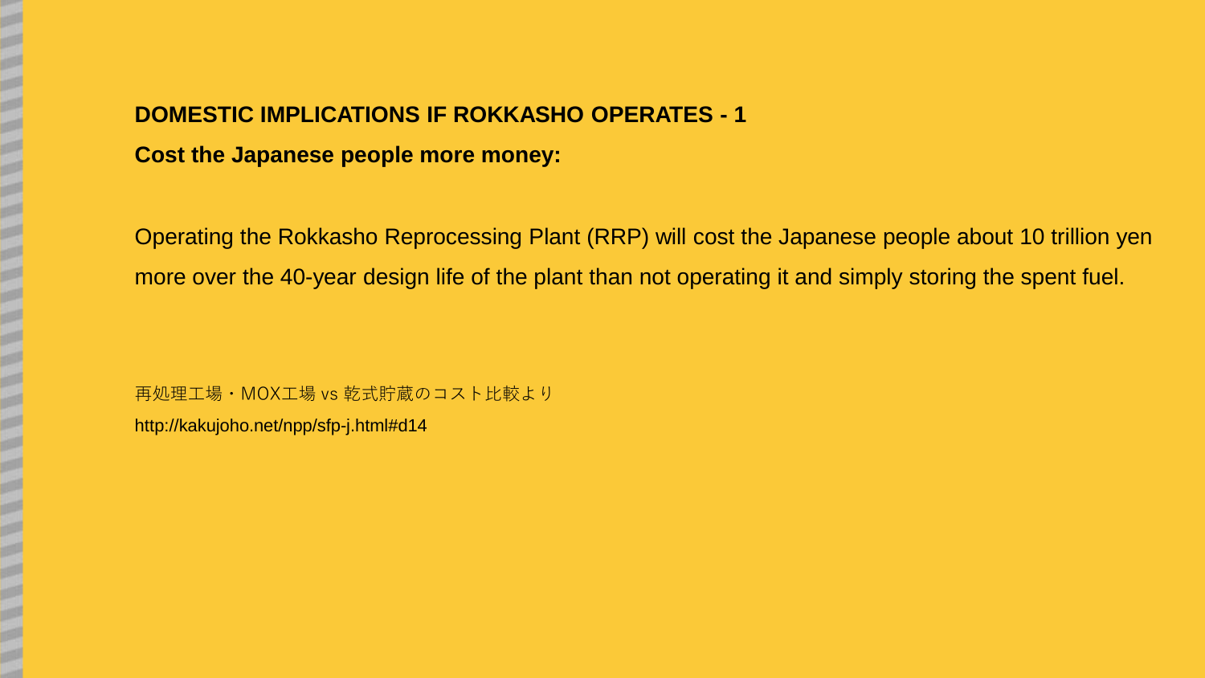**DOMESTIC IMPLICATIONS IF ROKKASHO OPERATES - 1**

**Cost the Japanese people more money:**

Operating the Rokkasho Reprocessing Plant (RRP) will cost the Japanese people about 10 trillion yen more over the 40-year design life of the plant than not operating it and simply storing the spent fuel.

再処理工場・MOX工場 vs 乾式貯蔵のコスト比較より

http://kakujoho.net/npp/sfp-j.html#d14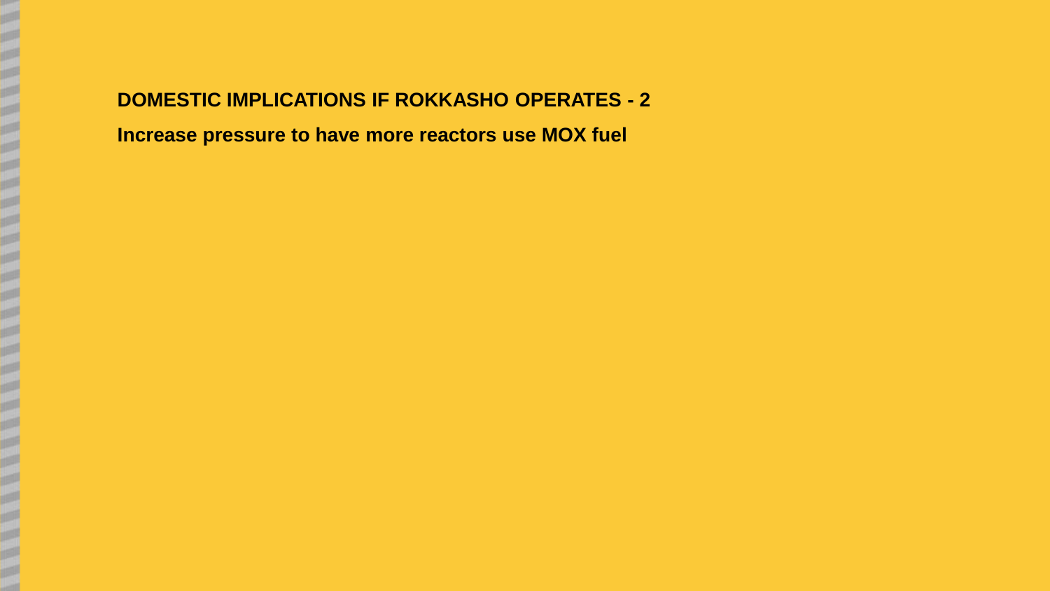**DOMESTIC IMPLICATIONS IF ROKKASHO OPERATES - 2**

**Increase pressure to have more reactors use MOX fuel**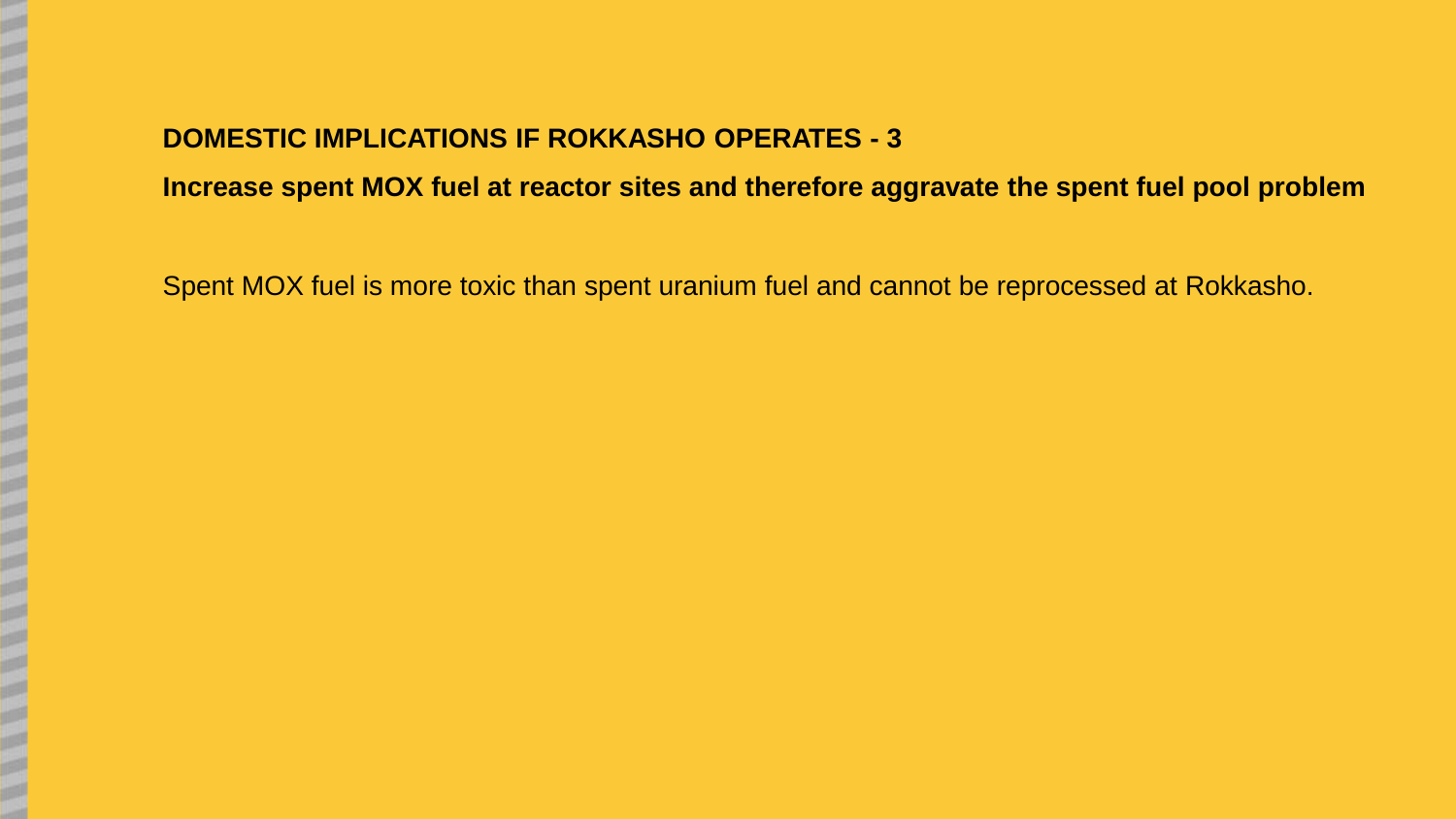## DOMESTIC IMPLICATIONS IF ROKKASHO OPERATES - 3

**Increase spent MOX fuel at reactor sites and therefore aggravate the spent fuel pool problem**

Spent MOX fuel is more toxic than spent uranium fuel and cannot be reprocessed at Rokkasho.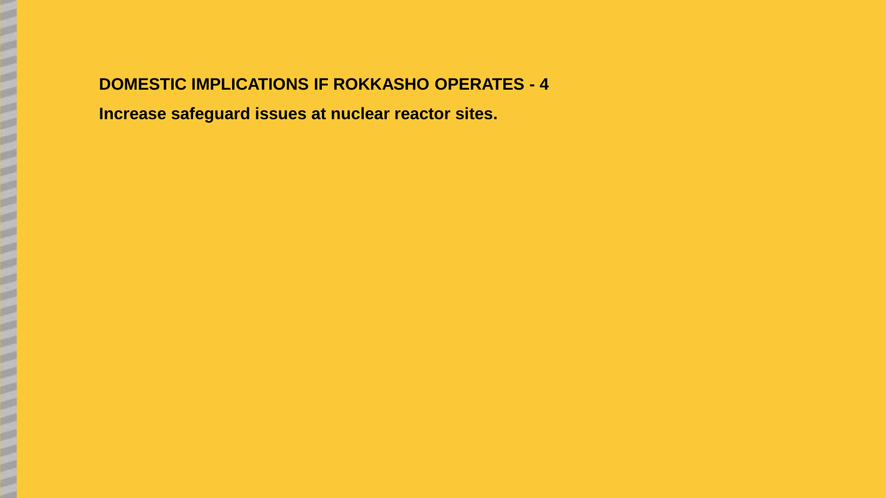**DOMESTIC IMPLICATIONS IF ROKKASHO OPERATES - 4**

**Increase safeguard issues at nuclear reactor sites.**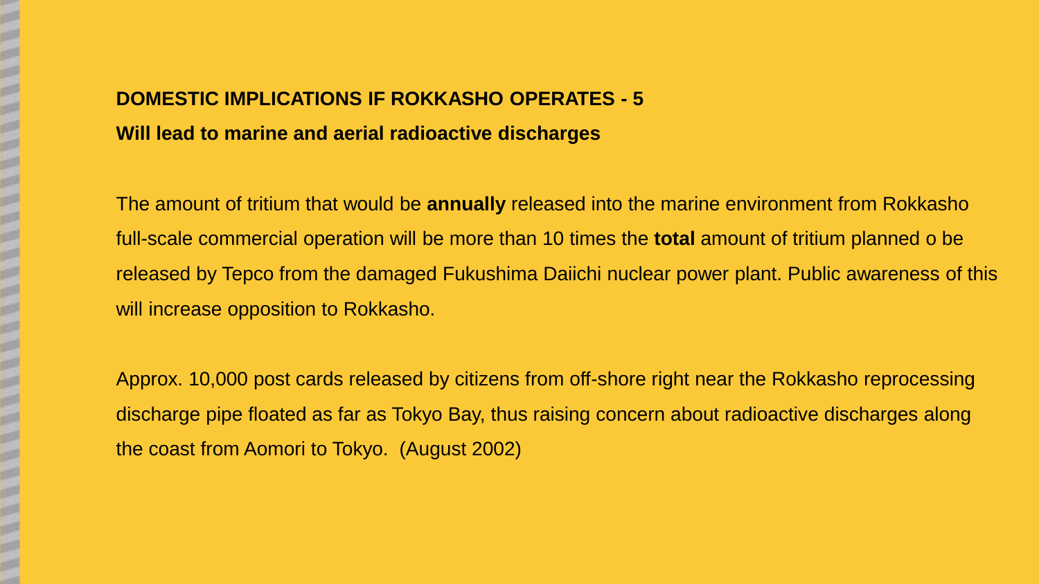**DOMESTIC IMPLICATIONS IF ROKKASHO OPERATES - 5**

**Will lead to marine and aerial radioactive discharges**

The amount of tritium that would be **annually** released into the marine environment from Rokkasho full-scale commercial operation will be more than 10 times the **total** amount of tritium planned o be released by Tepco from the damaged Fukushima Daiichi nuclear power plant. Public awareness of this will increase opposition to Rokkasho.

Approx. 10,000 post cards released by citizens from off-shore right near the Rokkasho reprocessing discharge pipe floated as far as Tokyo Bay, thus raising concern about radioactive discharges along the coast from Aomori to Tokyo. (August 2002)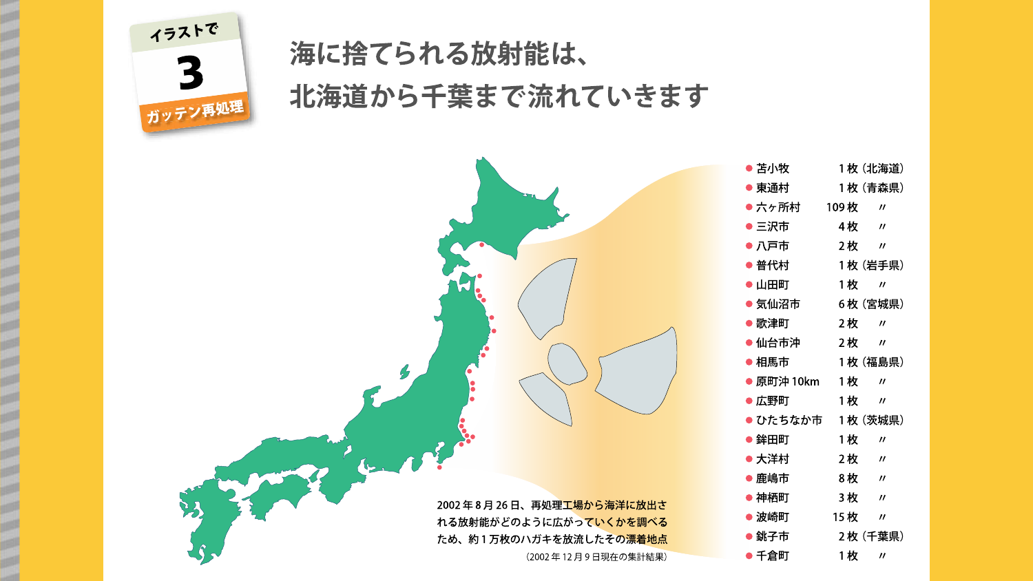イラストで

**3**

ガッテン再処理

# 海に捨てられる放射能は、北海道から千葉まで流れていきます

| 地点 | 枚数 | 県 |
|---|---|---|
| 苫小牧 | 1枚 | （北海道） |
| 東通村 | 1枚 | （青森県） |
| 六ヶ所村 | 109枚 | 〃 |
| 三沢市 | 4枚 | 〃 |
| 八戸市 | 2枚 | 〃 |
| 普代村 | 1枚 | （岩手県） |
| 山田町 | 1枚 | 〃 |
| 気仙沼市 | 6枚 | （宮城県） |
| 歌津町 | 2枚 | 〃 |
| 仙台市沖 | 2枚 | 〃 |
| 相馬市 | 1枚 | （福島県） |
| 原町沖 10km | 1枚 | 〃 |
| 広野町 | 1枚 | 〃 |
| ひたちなか市 | 1枚 | （茨城県） |
| 鉾田町 | 1枚 | 〃 |
| 大洋村 | 2枚 | 〃 |
| 鹿嶋市 | 8枚 | 〃 |
| 神栖町 | 3枚 | 〃 |
| 波崎町 | 15枚 | 〃 |
| 銚子市 | 2枚 | （千葉県） |
| 千倉町 | 1枚 | 〃 |

2002年8月26日、再処理工場から海洋に放出される放射能がどのように広がっていくかを調べるため、約1万枚のハガキを放流したその漂着地点

（2002年12月9日現在の集計結果）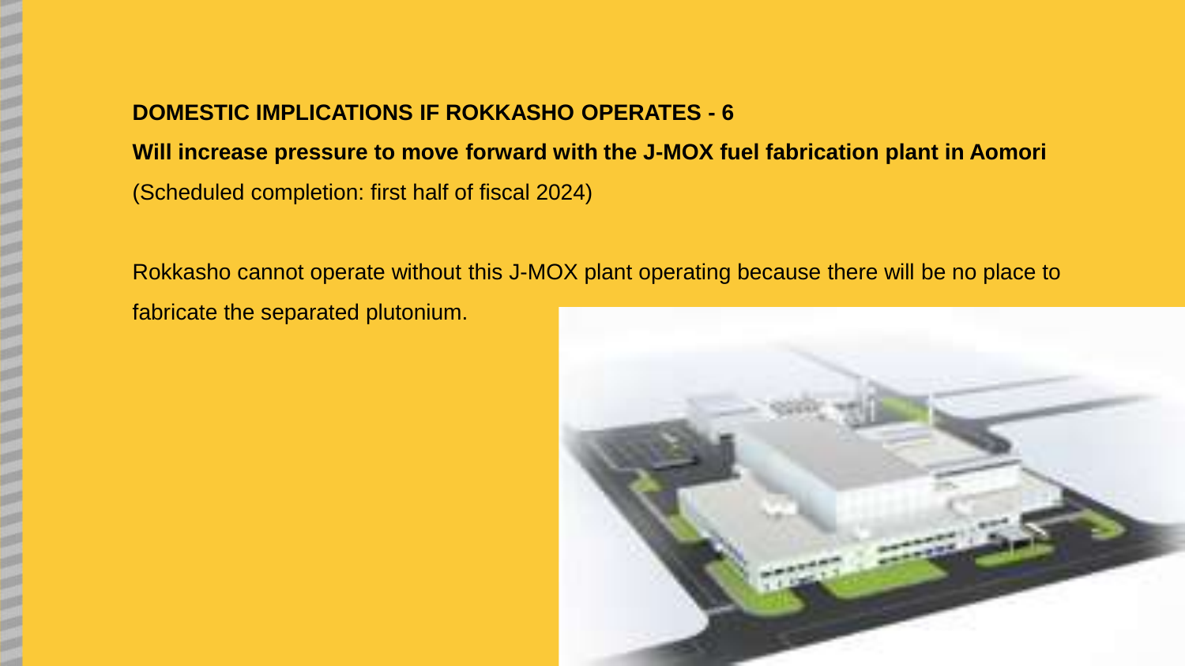## DOMESTIC IMPLICATIONS IF ROKKASHO OPERATES - 6

**Will increase pressure to move forward with the J-MOX fuel fabrication plant in Aomori**

(Scheduled completion: first half of fiscal 2024)

Rokkasho cannot operate without this J-MOX plant operating because there will be no place to fabricate the separated plutonium.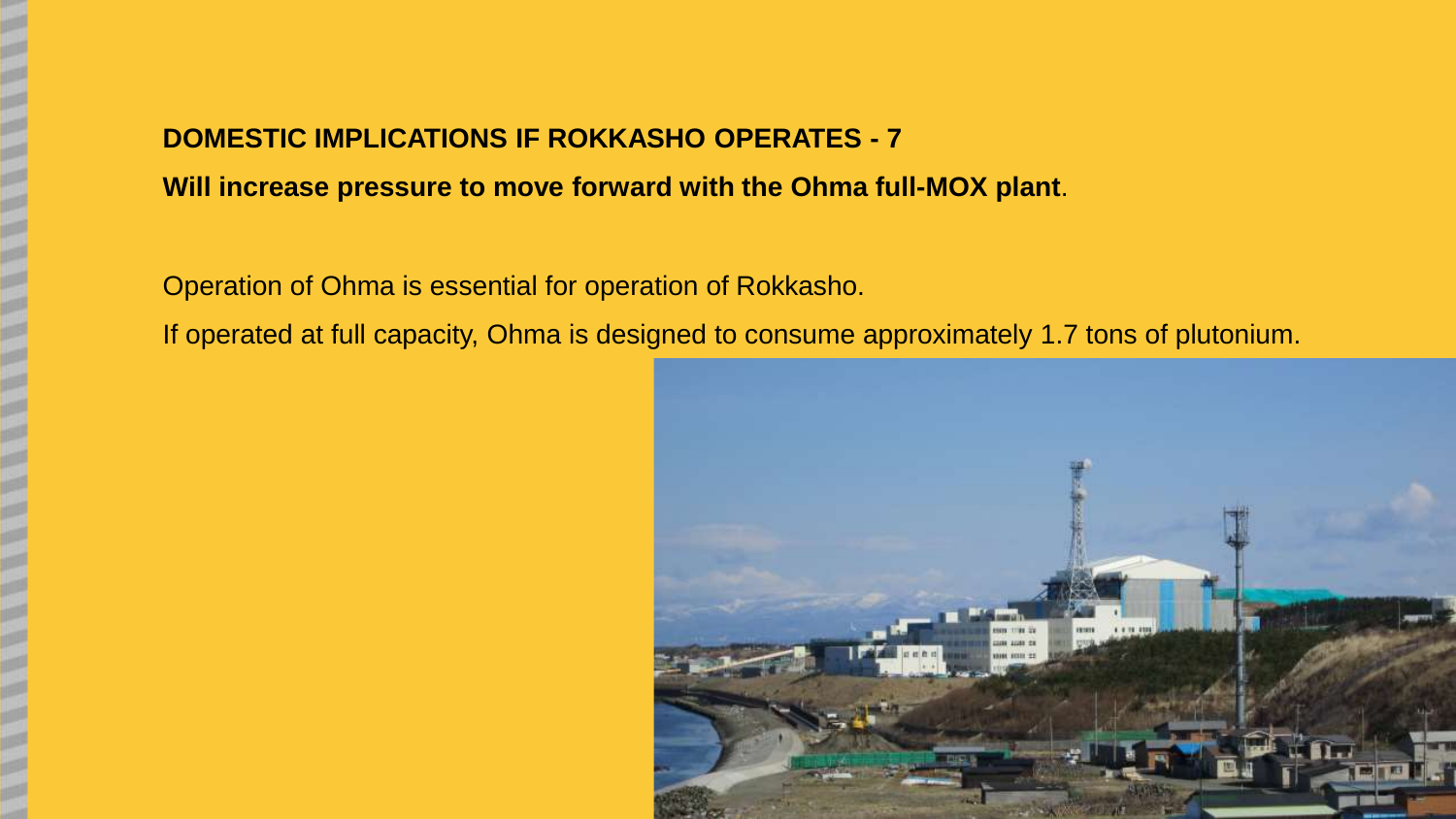## DOMESTIC IMPLICATIONS IF ROKKASHO OPERATES - 7

**Will increase pressure to move forward with the Ohma full-MOX plant**.

Operation of Ohma is essential for operation of Rokkasho.

If operated at full capacity, Ohma is designed to consume approximately 1.7 tons of plutonium.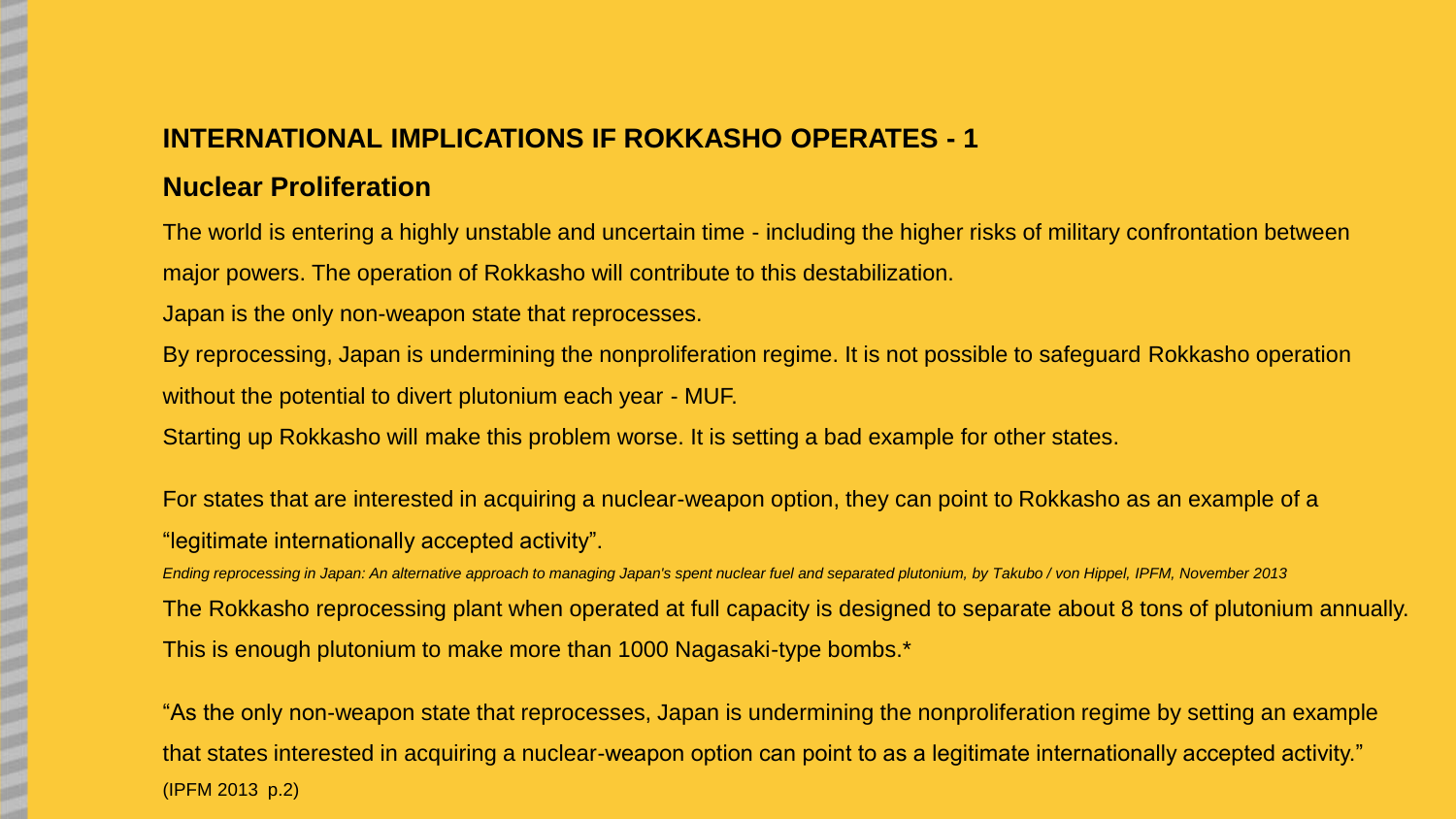## INTERNATIONAL IMPLICATIONS IF ROKKASHO OPERATES - 1

### Nuclear Proliferation

The world is entering a highly unstable and uncertain time - including the higher risks of military confrontation between major powers. The operation of Rokkasho will contribute to this destabilization.

Japan is the only non-weapon state that reprocesses.

By reprocessing, Japan is undermining the nonproliferation regime. It is not possible to safeguard Rokkasho operation without the potential to divert plutonium each year - MUF.

Starting up Rokkasho will make this problem worse. It is setting a bad example for other states.

For states that are interested in acquiring a nuclear-weapon option, they can point to Rokkasho as an example of a "legitimate internationally accepted activity".

*Ending reprocessing in Japan: An alternative approach to managing Japan's spent nuclear fuel and separated plutonium, by Takubo / von Hippel, IPFM, November 2013*

The Rokkasho reprocessing plant when operated at full capacity is designed to separate about 8 tons of plutonium annually. This is enough plutonium to make more than 1000 Nagasaki-type bombs.*

"As the only non-weapon state that reprocesses, Japan is undermining the nonproliferation regime by setting an example that states interested in acquiring a nuclear-weapon option can point to as a legitimate internationally accepted activity." (IPFM 2013 p.2)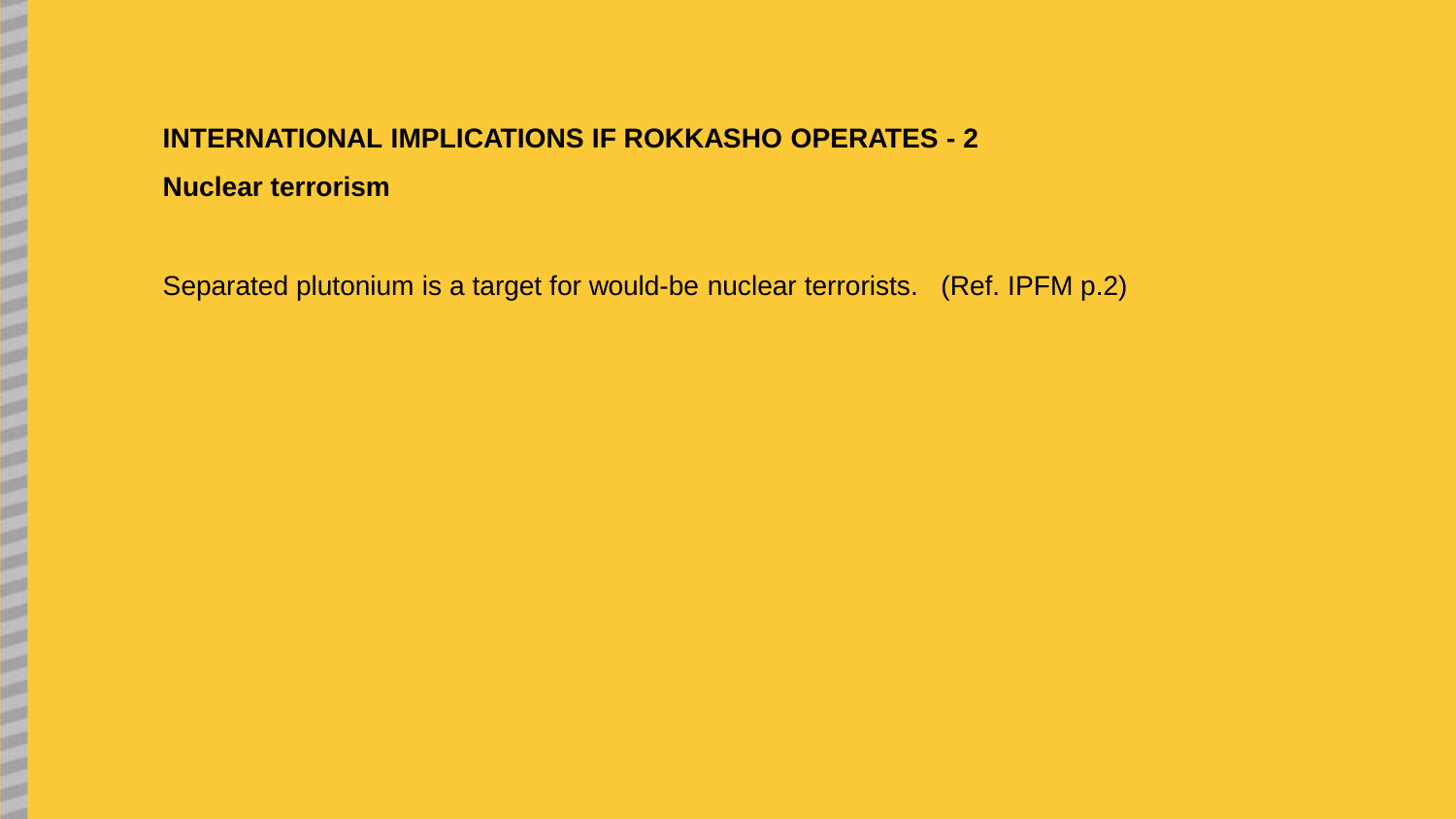## INTERNATIONAL IMPLICATIONS IF ROKKASHO OPERATES - 2

### Nuclear terrorism

Separated plutonium is a target for would-be nuclear terrorists. (Ref. IPFM p.2)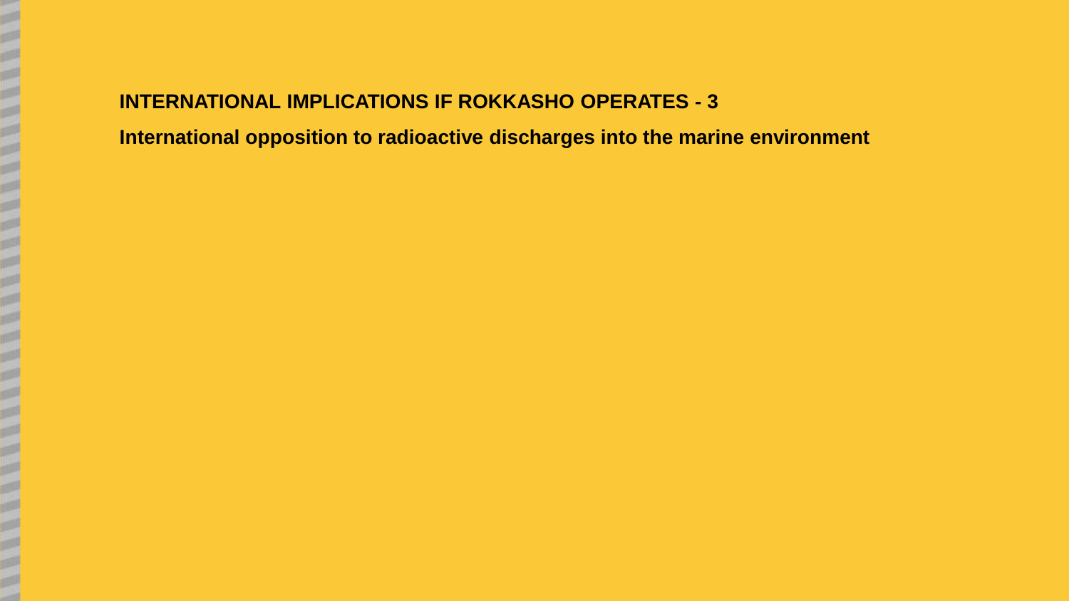**INTERNATIONAL IMPLICATIONS IF ROKKASHO OPERATES - 3**

**International opposition to radioactive discharges into the marine environment**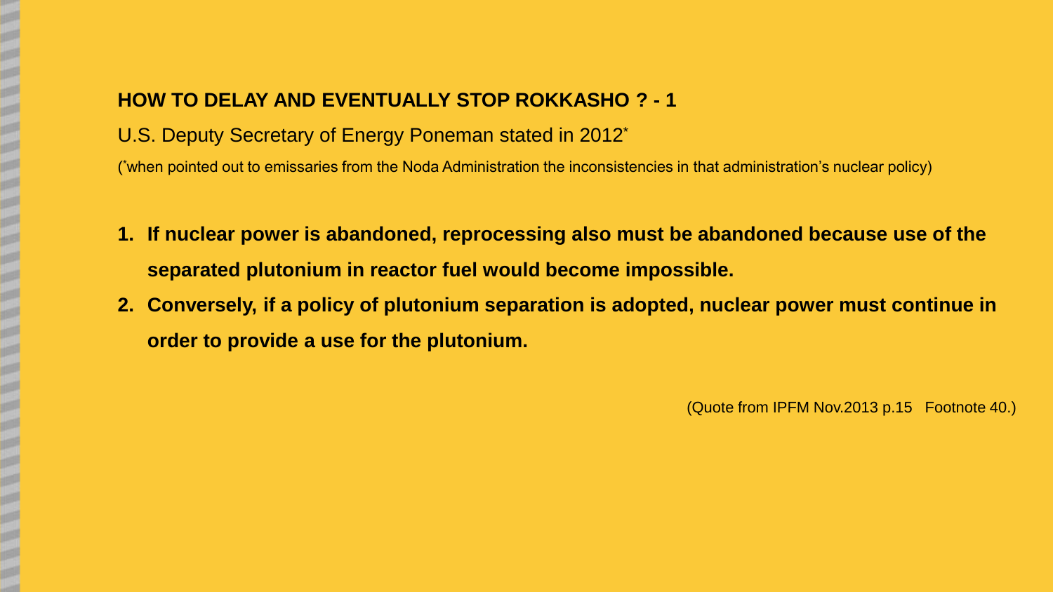## HOW TO DELAY AND EVENTUALLY STOP ROKKASHO ? - 1

U.S. Deputy Secretary of Energy Poneman stated in 2012*

(*when pointed out to emissaries from the Noda Administration the inconsistencies in that administration's nuclear policy)

1. **If nuclear power is abandoned, reprocessing also must be abandoned because use of the separated plutonium in reactor fuel would become impossible.**
2. **Conversely, if a policy of plutonium separation is adopted, nuclear power must continue in order to provide a use for the plutonium.**

(Quote from IPFM Nov.2013 p.15 Footnote 40.)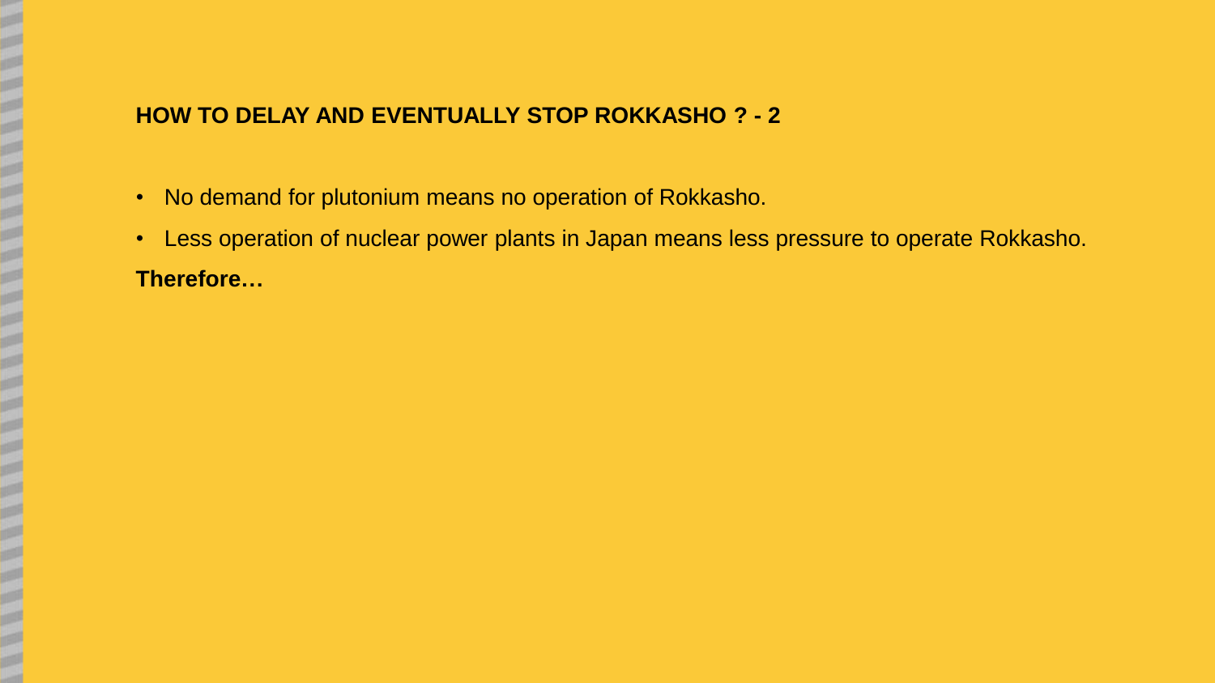## HOW TO DELAY AND EVENTUALLY STOP ROKKASHO ? - 2

- No demand for plutonium means no operation of Rokkasho.
- Less operation of nuclear power plants in Japan means less pressure to operate Rokkasho.

**Therefore…**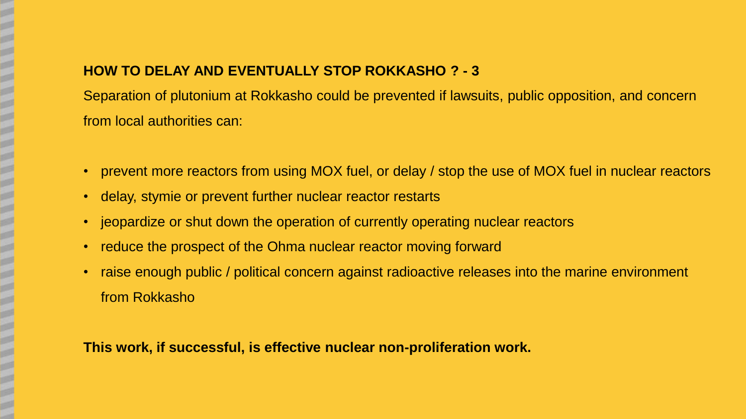## HOW TO DELAY AND EVENTUALLY STOP ROKKASHO ? - 3

Separation of plutonium at Rokkasho could be prevented if lawsuits, public opposition, and concern from local authorities can:

- prevent more reactors from using MOX fuel, or delay / stop the use of MOX fuel in nuclear reactors
- delay, stymie or prevent further nuclear reactor restarts
- jeopardize or shut down the operation of currently operating nuclear reactors
- reduce the prospect of the Ohma nuclear reactor moving forward
- raise enough public / political concern against radioactive releases into the marine environment from Rokkasho

**This work, if successful, is effective nuclear non-proliferation work.**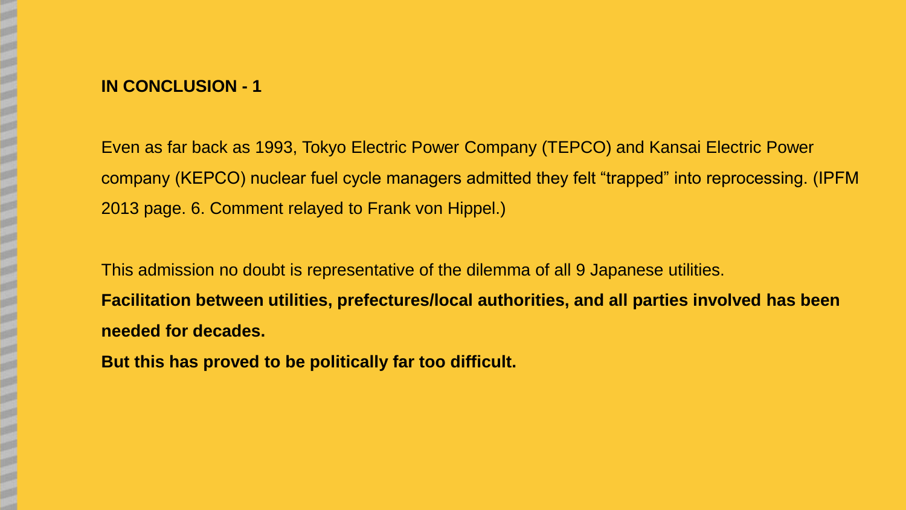## IN CONCLUSION - 1

Even as far back as 1993, Tokyo Electric Power Company (TEPCO) and Kansai Electric Power company (KEPCO) nuclear fuel cycle managers admitted they felt “trapped” into reprocessing. (IPFM 2013 page. 6. Comment relayed to Frank von Hippel.)

This admission no doubt is representative of the dilemma of all 9 Japanese utilities.

**Facilitation between utilities, prefectures/local authorities, and all parties involved has been needed for decades.**

**But this has proved to be politically far too difficult.**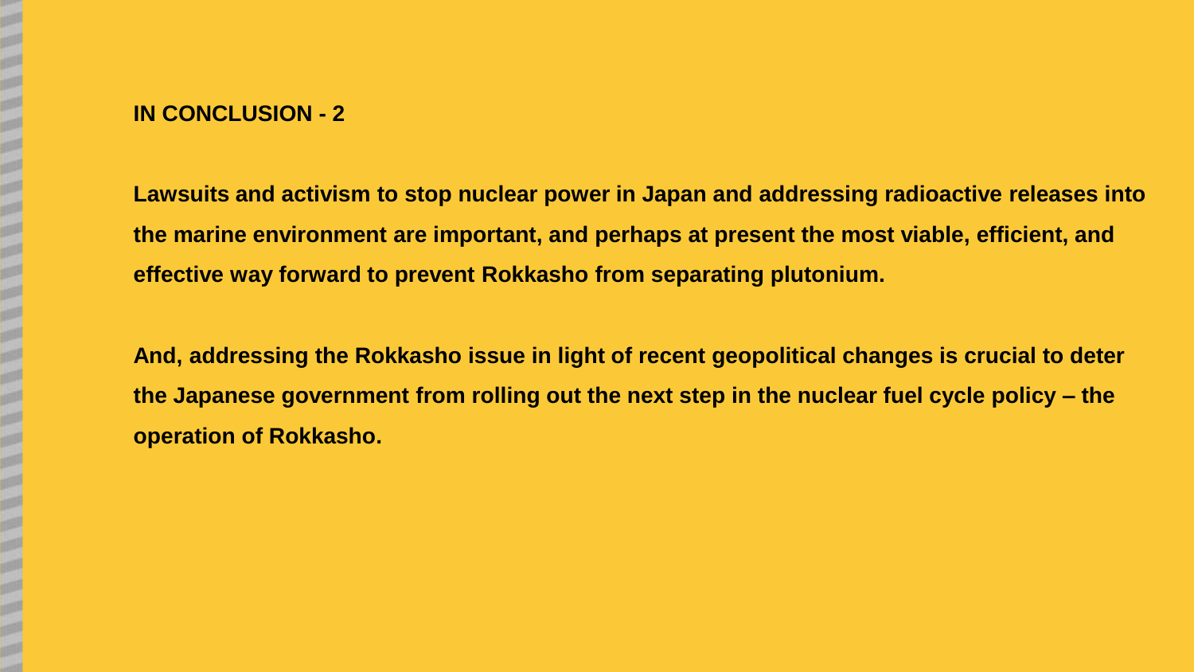## IN CONCLUSION - 2

**Lawsuits and activism to stop nuclear power in Japan and addressing radioactive releases into the marine environment are important, and perhaps at present the most viable, efficient, and effective way forward to prevent Rokkasho from separating plutonium.**

**And, addressing the Rokkasho issue in light of recent geopolitical changes is crucial to deter the Japanese government from rolling out the next step in the nuclear fuel cycle policy – the operation of Rokkasho.**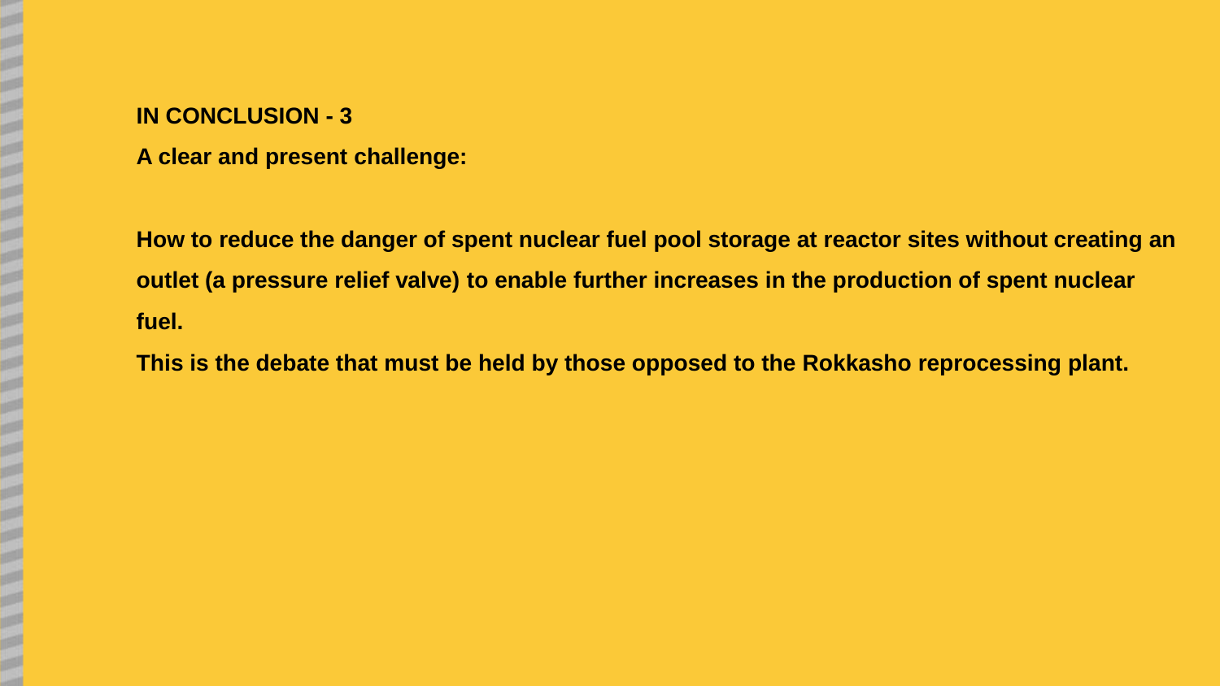**IN CONCLUSION - 3**

**A clear and present challenge:**

**How to reduce the danger of spent nuclear fuel pool storage at reactor sites without creating an outlet (a pressure relief valve) to enable further increases in the production of spent nuclear fuel.**

**This is the debate that must be held by those opposed to the Rokkasho reprocessing plant.**